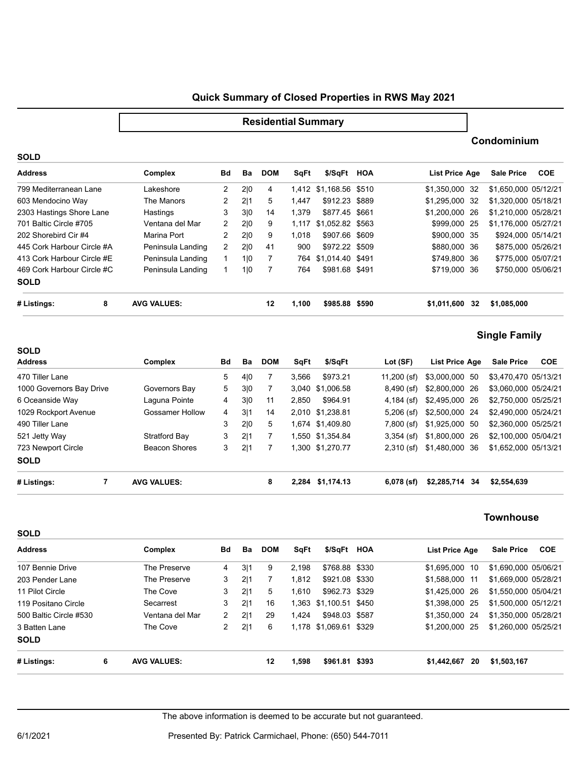# Quick Summary of Closed Properties in RWS May 2021

## Residential Summary

### Condominium

**SOLD**

| Address | Complex | Bd | Ba | DOM | SqFt | $/SqFt | HOA | List Price | Age | Sale Price | COE |
|---|---|---|---|---|---|---|---|---|---|---|---|
| 799 Mediterranean Lane | Lakeshore | 2 | 2\|0 | 4 | 1,412 | $1,168.56 | $510 | $1,350,000 | 32 | $1,650,000 | 05/12/21 |
| 603 Mendocino Way | The Manors | 2 | 2\|1 | 5 | 1,447 | $912.23 | $889 | $1,295,000 | 32 | $1,320,000 | 05/18/21 |
| 2303 Hastings Shore Lane | Hastings | 3 | 3\|0 | 14 | 1,379 | $877.45 | $661 | $1,200,000 | 26 | $1,210,000 | 05/28/21 |
| 701 Baltic Circle #705 | Ventana del Mar | 2 | 2\|0 | 9 | 1,117 | $1,052.82 | $563 | $999,000 | 25 | $1,176,000 | 05/27/21 |
| 202 Shorebird Cir #4 | Marina Port | 2 | 2\|0 | 9 | 1,018 | $907.66 | $609 | $900,000 | 35 | $924,000 | 05/14/21 |
| 445 Cork Harbour Circle #A | Peninsula Landing | 2 | 2\|0 | 41 | 900 | $972.22 | $509 | $880,000 | 36 | $875,000 | 05/26/21 |
| 413 Cork Harbour Circle #E | Peninsula Landing | 1 | 1\|0 | 7 | 764 | $1,014.40 | $491 | $749,800 | 36 | $775,000 | 05/07/21 |
| 469 Cork Harbour Circle #C | Peninsula Landing | 1 | 1\|0 | 7 | 764 | $981.68 | $491 | $719,000 | 36 | $750,000 | 05/06/21 |

**SOLD**

| # Listings: | 8 | AVG VALUES: | DOM | SqFt | $/SqFt | HOA | List Price | Age | Sale Price |
|---|---|---|---|---|---|---|---|---|---|
| | | | 12 | 1,100 | $985.88 | $590 | $1,011,600 | 32 | $1,085,000 |

### Single Family

**SOLD**

| Address | Complex | Bd | Ba | DOM | SqFt | $/SqFt | Lot (SF) | List Price | Age | Sale Price | COE |
|---|---|---|---|---|---|---|---|---|---|---|---|
| 470 Tiller Lane | | 5 | 4\|0 | 7 | 3,566 | $973.21 | 11,200 (sf) | $3,000,000 | 50 | $3,470,470 | 05/13/21 |
| 1000 Governors Bay Drive | Governors Bay | 5 | 3\|0 | 7 | 3,040 | $1,006.58 | 8,490 (sf) | $2,800,000 | 26 | $3,060,000 | 05/24/21 |
| 6 Oceanside Way | Laguna Pointe | 4 | 3\|0 | 11 | 2,850 | $964.91 | 4,184 (sf) | $2,495,000 | 26 | $2,750,000 | 05/25/21 |
| 1029 Rockport Avenue | Gossamer Hollow | 4 | 3\|1 | 14 | 2,010 | $1,238.81 | 5,206 (sf) | $2,500,000 | 24 | $2,490,000 | 05/24/21 |
| 490 Tiller Lane | | 3 | 2\|0 | 5 | 1,674 | $1,409.80 | 7,800 (sf) | $1,925,000 | 50 | $2,360,000 | 05/25/21 |
| 521 Jetty Way | Stratford Bay | 3 | 2\|1 | 7 | 1,550 | $1,354.84 | 3,354 (sf) | $1,800,000 | 26 | $2,100,000 | 05/04/21 |
| 723 Newport Circle | Beacon Shores | 3 | 2\|1 | 7 | 1,300 | $1,270.77 | 2,310 (sf) | $1,480,000 | 36 | $1,652,000 | 05/13/21 |

**SOLD**

| # Listings: | 7 | AVG VALUES: | DOM | SqFt | $/SqFt | Lot (SF) | List Price | Age | Sale Price |
|---|---|---|---|---|---|---|---|---|---|
| | | | 8 | 2,284 | $1,174.13 | 6,078 (sf) | $2,285,714 | 34 | $2,554,639 |

### Townhouse

**SOLD**

| Address | Complex | Bd | Ba | DOM | SqFt | $/SqFt | HOA | List Price | Age | Sale Price | COE |
|---|---|---|---|---|---|---|---|---|---|---|---|
| 107 Bennie Drive | The Preserve | 4 | 3\|1 | 9 | 2,198 | $768.88 | $330 | $1,695,000 | 10 | $1,690,000 | 05/06/21 |
| 203 Pender Lane | The Preserve | 3 | 2\|1 | 7 | 1,812 | $921.08 | $330 | $1,588,000 | 11 | $1,669,000 | 05/28/21 |
| 11 Pilot Circle | The Cove | 3 | 2\|1 | 5 | 1,610 | $962.73 | $329 | $1,425,000 | 26 | $1,550,000 | 05/04/21 |
| 119 Positano Circle | Secarrest | 3 | 2\|1 | 16 | 1,363 | $1,100.51 | $450 | $1,398,000 | 25 | $1,500,000 | 05/12/21 |
| 500 Baltic Circle #530 | Ventana del Mar | 2 | 2\|1 | 29 | 1,424 | $948.03 | $587 | $1,350,000 | 24 | $1,350,000 | 05/28/21 |
| 3 Batten Lane | The Cove | 2 | 2\|1 | 6 | 1,178 | $1,069.61 | $329 | $1,200,000 | 25 | $1,260,000 | 05/25/21 |

**SOLD**

| # Listings: | 6 | AVG VALUES: | DOM | SqFt | $/SqFt | HOA | List Price | Age | Sale Price |
|---|---|---|---|---|---|---|---|---|---|
| | | | 12 | 1,598 | $961.81 | $393 | $1,442,667 | 20 | $1,503,167 |

The above information is deemed to be accurate but not guaranteed.

6/1/2021 Presented By: Patrick Carmichael, Phone: (650) 544-7011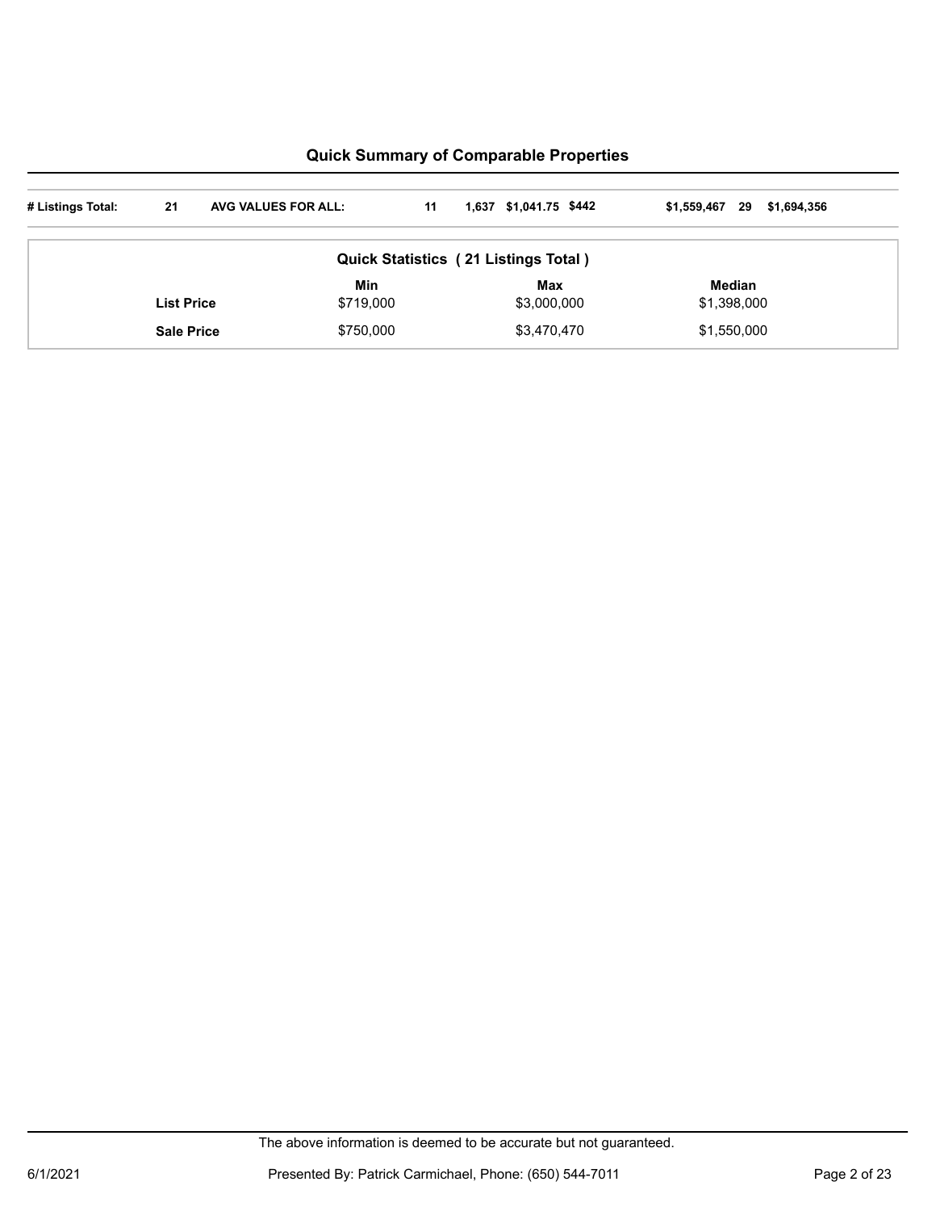## Quick Summary of Commparable Properties

| | | | | | | | | | | |
|---|---|---|---|---|---|---|---|---|---|---|
| **# Listings Total:** | **21** | **AVG VALUES FOR ALL:** | **11** | **1,637** | **$1,041.75** | **$442** | **$1,559,467** | **29** | **$1,694,356** | |

### Quick Statistics ( 21 Listings Total )

| | Min | Max | Median |
|---|---|---|---|
| **List Price** | $719,000 | $3,000,000 | $1,398,000 |
| **Sale Price** | $750,000 | $3,470,470 | $1,550,000 |

The above information is deemed to be accurate but not guaranteed.

6/1/2021 Presented By: Patrick Carmichael, Phone: (650) 544-7011

## Quick Summary of Comparable Properties

| | | | | | | | | | |
|---|---|---|---|---|---|---|---|---|---|
| **# Listings Total:** | **21** | **AVG VALUES FOR ALL:** | **11** | **1,637** | **$1,041.75** | **$442** | **$1,559,467** | **29** | **$1,694,356** |

### Quick Statistics ( 21 Listings Total )

| | Min | Max | Median |
|---|---|---|---|
| **List Price** | $719,000 | $3,000,000 | $1,398,000 |
| **Sale Price** | $750,000 | $3,470,470 | $1,550,000 |

The above information is deemed to be accurate but not guaranteed.

6/1/2021 Presented By: Patrick Carmichael, Phone: (650) 544-7011